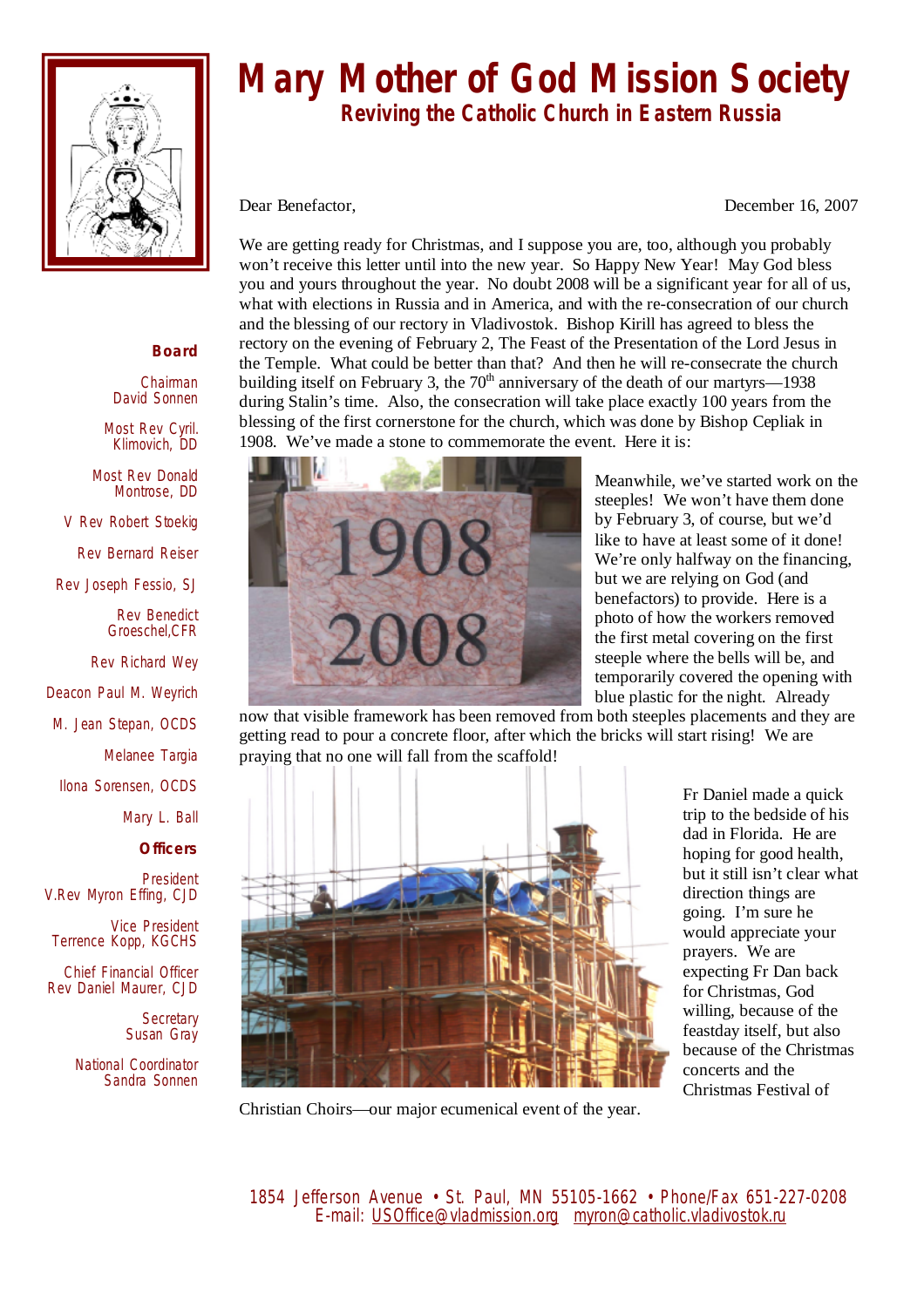# Mary Mother of God Mission Society

## Reviving the Catholic Church in Eastern Russia

**Board**

Chairman
David Sonnen

Most Rev Cyril Klimovich, DD

Most Rev Donald Montrose, DD

V Rev Robert Stoekig

Rev Bernard Reiser

Rev Joseph Fessio, SJ

Rev Benedict Groeschel, CFR

Rev Richard Wey

Deacon Paul M. Weyrich

M. Jean Stepan, OCDS

Melanee Targia

Ilona Sorensen, OCDS

Mary L. Ball

**Officers**

President
V.Rev Myron Effing, CJD

Vice President
Terrence Kopp, KGCHS

Chief Financial Officer
Rev Daniel Maurer, CJD

Secretary
Susan Gray

National Coordinator
Sandra Sonnen

Dear Benefactor,

December 16, 2007

We are getting ready for Christmas, and I suppose you are, too, although you probably won't receive this letter until into the new year. So Happy New Year! May God bless you and yours throughout the year. No doubt 2008 will be a significant year for all of us, what with elections in Russia and in America, and with the re-consecration of our church and the blessing of our rectory in Vladivostok. Bishop Kirill has agreed to bless the rectory on the evening of February 2, The Feast of the Presentation of the Lord Jesus in the Temple. What could be better than that? And then he will re-consecrate the church building itself on February 3, the 70th anniversary of the death of our martyrs—1938 during Stalin's time. Also, the consecration will take place exactly 100 years from the blessing of the first cornerstone for the church, which was done by Bishop Cepliak in 1908. We've made a stone to commemorate the event. Here it is:

Meanwhile, we've started work on the steeples! We won't have them done by February 3, of course, but we'd like to have at least some of it done! We're only halfway on the financing, but we are relying on God (and benefactors) to provide. Here is a photo of how the workers removed the first metal covering on the first steeple where the bells will be, and temporarily covered the opening with blue plastic for the night. Already now that visible framework has been removed from both steeples placements and they are getting read to pour a concrete floor, after which the bricks will start rising! We are praying that no one will fall from the scaffold!

Fr Daniel made a quick trip to the bedside of his dad in Florida. He are hoping for good health, but it still isn't clear what direction things are going. I'm sure he would appreciate your prayers. We are expecting Fr Dan back for Christmas, God willing, because of the feastday itself, but also because of the Christmas concerts and the Christmas Festival of Christian Choirs—our major ecumenical event of the year.

1854 Jefferson Avenue • St. Paul, MN 55105-1662 • Phone/Fax 651-227-0208
E-mail: USOffice@vladmission.org myron@catholic.vladivostok.ru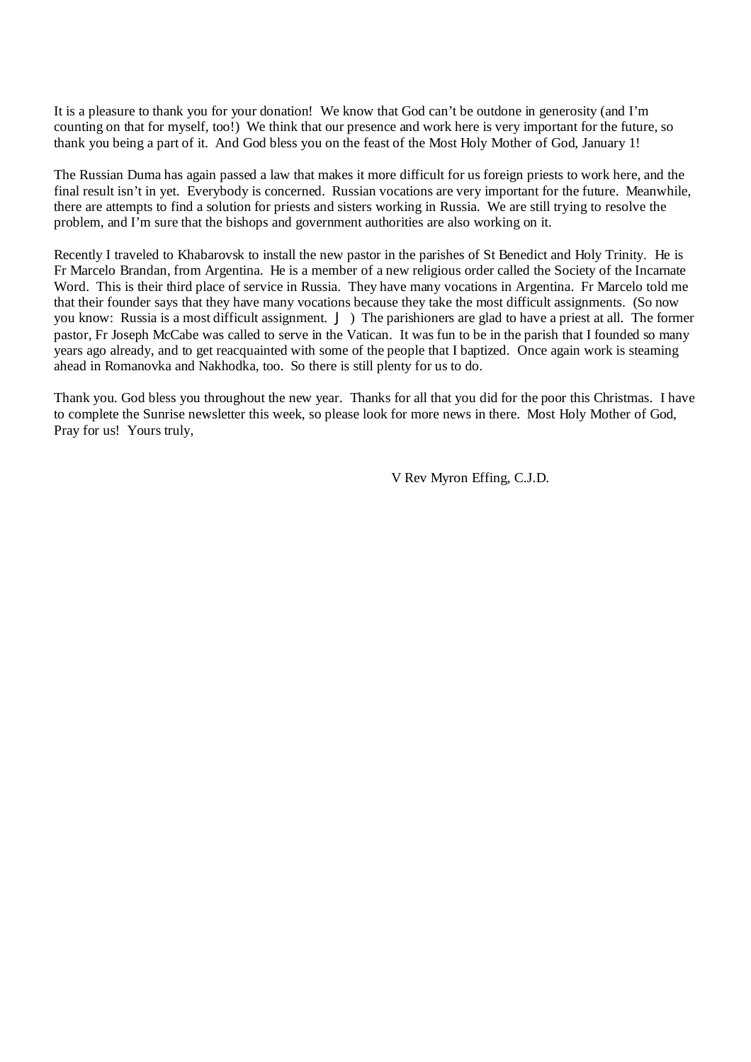It is a pleasure to thank you for your donation! We know that God can't be outdone in generosity (and I'm counting on that for myself, too!) We think that our presence and work here is very important for the future, so thank you being a part of it. And God bless you on the feast of the Most Holy Mother of God, January 1!

The Russian Duma has again passed a law that makes it more difficult for us foreign priests to work here, and the final result isn't in yet. Everybody is concerned. Russian vocations are very important for the future. Meanwhile, there are attempts to find a solution for priests and sisters working in Russia. We are still trying to resolve the problem, and I'm sure that the bishops and government authorities are also working on it.

Recently I traveled to Khabarovsk to install the new pastor in the parishes of St Benedict and Holy Trinity. He is Fr Marcelo Brandan, from Argentina. He is a member of a new religious order called the Society of the Incarnate Word. This is their third place of service in Russia. They have many vocations in Argentina. Fr Marcelo told me that their founder says that they have many vocations because they take the most difficult assignments. (So now you know: Russia is a most difficult assignment. J ) The parishioners are glad to have a priest at all. The former pastor, Fr Joseph McCabe was called to serve in the Vatican. It was fun to be in the parish that I founded so many years ago already, and to get reacquainted with some of the people that I baptized. Once again work is steaming ahead in Romanovka and Nakhodka, too. So there is still plenty for us to do.

Thank you. God bless you throughout the new year. Thanks for all that you did for the poor this Christmas. I have to complete the Sunrise newsletter this week, so please look for more news in there. Most Holy Mother of God, Pray for us! Yours truly,

V Rev Myron Effing, C.J.D.